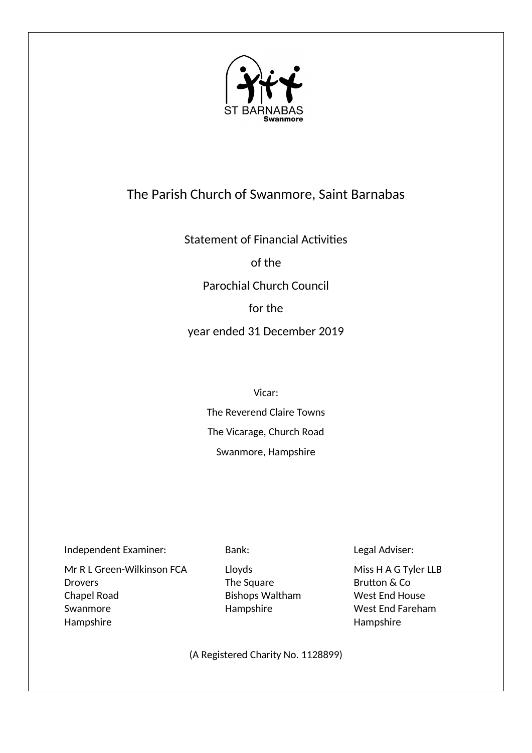ST BARNABAS
Swanmore

# The Parish Church of Swanmore, Saint Barnabas

## Statement of Financial Activities

of the

Parochial Church Council

for the

year ended 31 December 2019

Vicar:

The Reverend Claire Towns

The Vicarage, Church Road

Swanmore, Hampshire

Independent Examiner:

Mr R L Green-Wilkinson FCA
Drovers
Chapel Road
Swanmore
Hampshire

Bank:

Lloyds
The Square
Bishops Waltham
Hampshire

Legal Adviser:

Miss H A G Tyler LLB
Brutton & Co
West End House
West End Fareham
Hampshire

(A Registered Charity No. 1128899)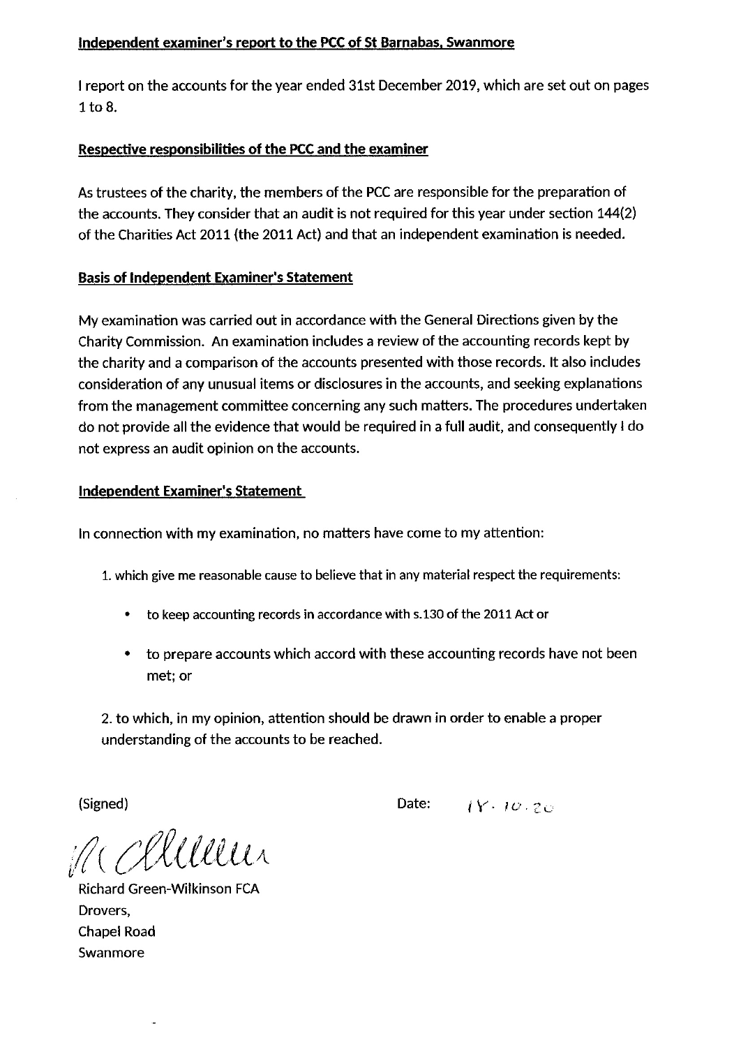## Independent examiner's report to the PCC of St Barnabas, Swanmore

I report on the accounts for the year ended 31st December 2019, which are set out on pages 1 to 8.

### Respective responsibilities of the PCC and the examiner

As trustees of the charity, the members of the PCC are responsible for the preparation of the accounts. They consider that an audit is not required for this year under section 144(2) of the Charities Act 2011 (the 2011 Act) and that an independent examination is needed.

### Basis of Independent Examiner's Statement

My examination was carried out in accordance with the General Directions given by the Charity Commission. An examination includes a review of the accounting records kept by the charity and a comparison of the accounts presented with those records. It also includes consideration of any unusual items or disclosures in the accounts, and seeking explanations from the management committee concerning any such matters. The procedures undertaken do not provide all the evidence that would be required in a full audit, and consequently I do not express an audit opinion on the accounts.

### Independent Examiner's Statement

In connection with my examination, no matters have come to my attention:

1. which give me reasonable cause to believe that in any material respect the requirements:
   - to keep accounting records in accordance with s.130 of the 2011 Act or
   - to prepare accounts which accord with these accounting records have not been met; or

2. to which, in my opinion, attention should be drawn in order to enable a proper understanding of the accounts to be reached.

(Signed)

Date: 14.10.20

Richard Green-Wilkinson FCA
Drovers,
Chapel Road
Swanmore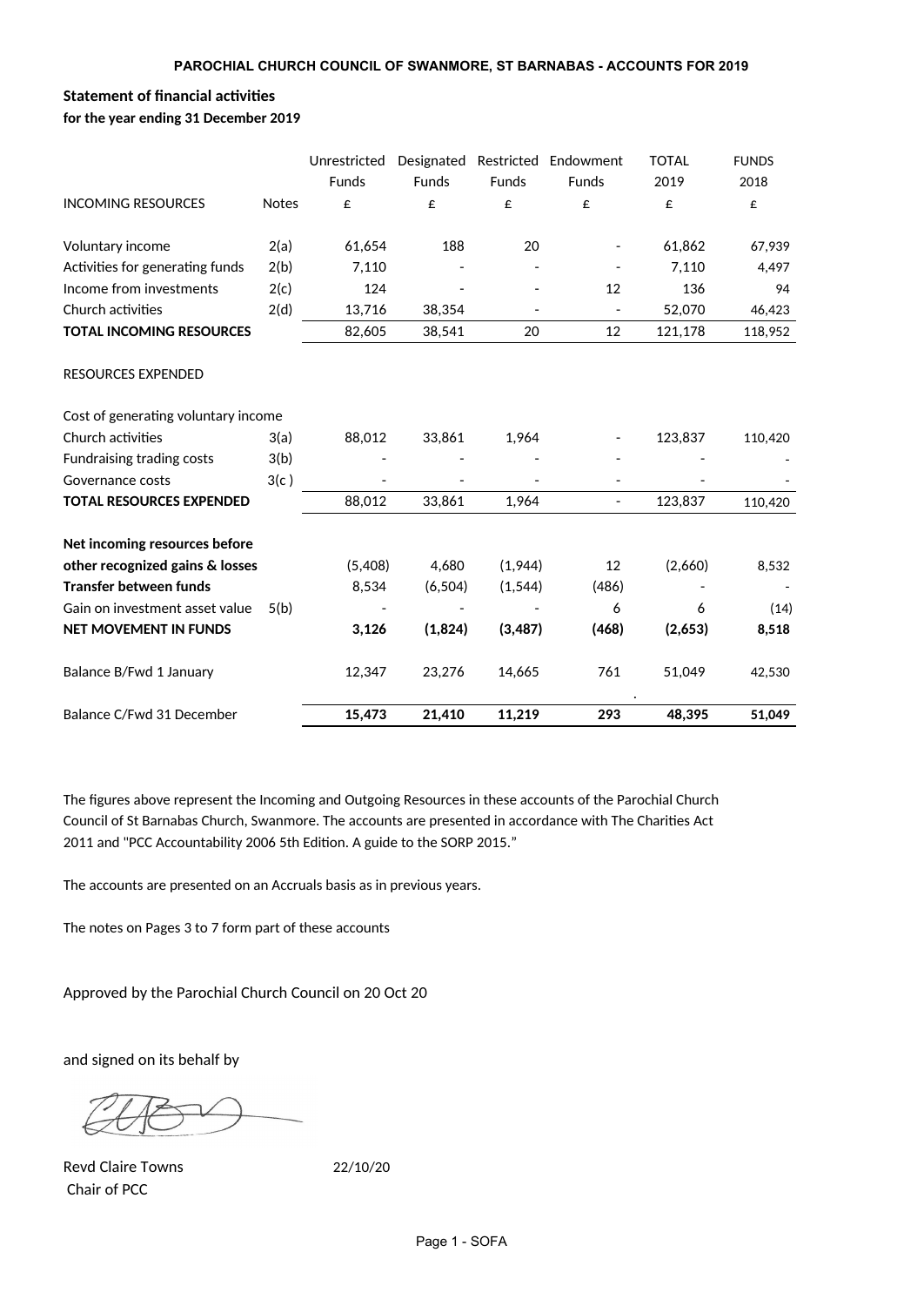**PAROCHIAL CHURCH COUNCIL OF SWANMORE, ST BARNABAS - ACCOUNTS FOR 2019**

**Statement of financial activities**
**for the year ending 31 December 2019**

| INCOMING RESOURCES | Notes | Unrestricted Funds £ | Designated Funds £ | Restricted Funds £ | Endowment Funds £ | TOTAL 2019 £ | FUNDS 2018 £ |
|---|---|---|---|---|---|---|---|
| Voluntary income | 2(a) | 61,654 | 188 | 20 | - | 61,862 | 67,939 |
| Activities for generating funds | 2(b) | 7,110 | - | - | - | 7,110 | 4,497 |
| Income from investments | 2(c) | 124 | - | - | 12 | 136 | 94 |
| Church activities | 2(d) | 13,716 | 38,354 | - | - | 52,070 | 46,423 |
| **TOTAL INCOMING RESOURCES** | | 82,605 | 38,541 | 20 | 12 | 121,178 | 118,952 |
| RESOURCES EXPENDED | | | | | | | |
| Cost of generating voluntary income | | | | | | | |
| Church activities | 3(a) | 88,012 | 33,861 | 1,964 | - | 123,837 | 110,420 |
| Fundraising trading costs | 3(b) | - | - | - | - | - | - |
| Governance costs | 3(c ) | - | - | - | - | - | - |
| **TOTAL RESOURCES EXPENDED** | | 88,012 | 33,861 | 1,964 | - | 123,837 | 110,420 |
| **Net incoming resources before other recognized gains & losses** | | (5,408) | 4,680 | (1,944) | 12 | (2,660) | 8,532 |
| **Transfer between funds** | | 8,534 | (6,504) | (1,544) | (486) | - | - |
| Gain on investment asset value | 5(b) | - | - | - | 6 | 6 | (14) |
| **NET MOVEMENT IN FUNDS** | | **3,126** | **(1,824)** | **(3,487)** | **(468)** | **(2,653)** | **8,518** |
| Balance B/Fwd 1 January | | 12,347 | 23,276 | 14,665 | 761 | 51,049 | 42,530 |
| Balance C/Fwd 31 December | | **15,473** | **21,410** | **11,219** | **293** | **48,395** | **51,049** |

The figures above represent the Incoming and Outgoing Resources in these accounts of the Parochial Church Council of St Barnabas Church, Swanmore. The accounts are presented in accordance with The Charities Act 2011 and "PCC Accountability 2006 5th Edition. A guide to the SORP 2015."

The accounts are presented on an Accruals basis as in previous years.

The notes on Pages 3 to 7 form part of these accounts

Approved by the Parochial Church Council on 20 Oct 20

and signed on its behalf by

Revd Claire Towns 22/10/20
Chair of PCC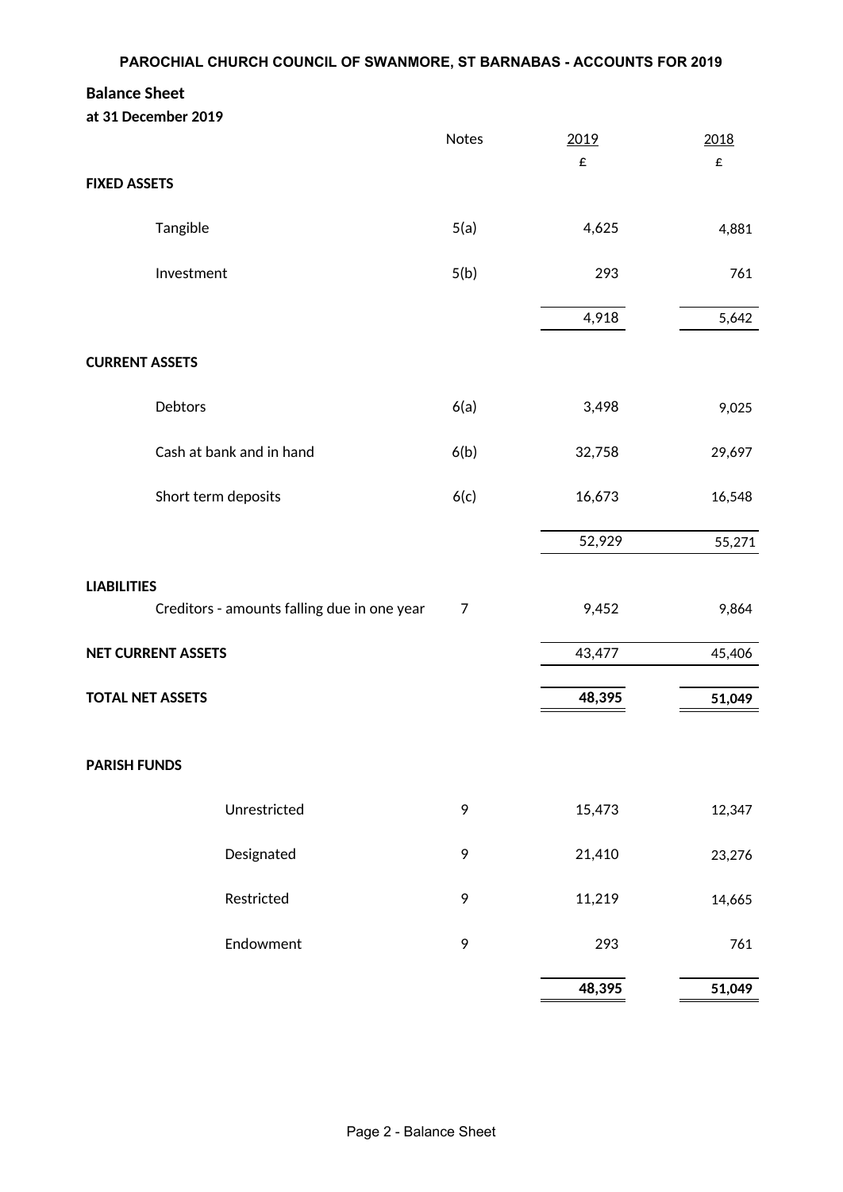# PAROCHIAL CHURCH COUNCIL OF SWANMORE, ST BARNABAS - ACCOUNTS FOR 2019

## Balance Sheet

**at 31 December 2019**

| | Notes | 2019 | 2018 |
|---|---|---|---|
| | | £ | £ |
| **FIXED ASSETS** | | | |
| Tangible | 5(a) | 4,625 | 4,881 |
| Investment | 5(b) | 293 | 761 |
| | | 4,918 | 5,642 |
| **CURRENT ASSETS** | | | |
| Debtors | 6(a) | 3,498 | 9,025 |
| Cash at bank and in hand | 6(b) | 32,758 | 29,697 |
| Short term deposits | 6(c) | 16,673 | 16,548 |
| | | 52,929 | 55,271 |
| **LIABILITIES** | | | |
| Creditors - amounts falling due in one year | 7 | 9,452 | 9,864 |
| **NET CURRENT ASSETS** | | 43,477 | 45,406 |
| **TOTAL NET ASSETS** | | **48,395** | **51,049** |
| **PARISH FUNDS** | | | |
| Unrestricted | 9 | 15,473 | 12,347 |
| Designated | 9 | 21,410 | 23,276 |
| Restricted | 9 | 11,219 | 14,665 |
| Endowment | 9 | 293 | 761 |
| | | **48,395** | **51,049** |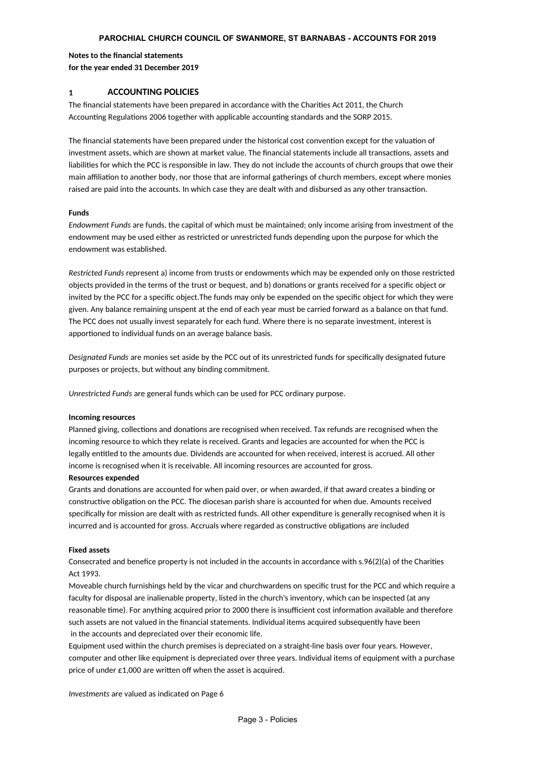**Notes to the financial statements**
**for the year ended 31 December 2019**

## 1 ACCOUNTING POLICIES

The financial statements have been prepared in accordance with the Charities Act 2011, the Church Accounting Regulations 2006 together with applicable accounting standards and the SORP 2015.

The financial statements have been prepared under the historical cost convention except for the valuation of investment assets, which are shown at market value. The financial statements include all transactions, assets and liabilities for which the PCC is responsible in law. They do not include the accounts of church groups that owe their main affiliation to another body, nor those that are informal gatherings of church members, except where monies raised are paid into the accounts. In which case they are dealt with and disbursed as any other transaction.

**Funds**

*Endowment Funds* are funds, the capital of which must be maintained; only income arising from investment of the endowment may be used either as restricted or unrestricted funds depending upon the purpose for which the endowment was established.

*Restricted Funds* represent a) income from trusts or endowments which may be expended only on those restricted objects provided in the terms of the trust or bequest, and b) donations or grants received for a specific object or invited by the PCC for a specific object.The funds may only be expended on the specific object for which they were given. Any balance remaining unspent at the end of each year must be carried forward as a balance on that fund. The PCC does not usually invest separately for each fund. Where there is no separate investment, interest is apportioned to individual funds on an average balance basis.

*Designated Funds* are monies set aside by the PCC out of its unrestricted funds for specifically designated future purposes or projects, but without any binding commitment.

*Unrestricted Funds* are general funds which can be used for PCC ordinary purpose.

**Incoming resources**

Planned giving, collections and donations are recognised when received. Tax refunds are recognised when the incoming resource to which they relate is received. Grants and legacies are accounted for when the PCC is legally entitled to the amounts due. Dividends are accounted for when received, interest is accrued. All other income is recognised when it is receivable. All incoming resources are accounted for gross.

**Resources expended**

Grants and donations are accounted for when paid over, or when awarded, if that award creates a binding or constructive obligation on the PCC. The diocesan parish share is accounted for when due. Amounts received specifically for mission are dealt with as restricted funds. All other expenditure is generally recognised when it is incurred and is accounted for gross. Accruals where regarded as constructive obligations are included

**Fixed assets**

Consecrated and benefice property is not included in the accounts in accordance with s.96(2)(a) of the Charities Act 1993.

Moveable church furnishings held by the vicar and churchwardens on specific trust for the PCC and which require a faculty for disposal are inalienable property, listed in the church's inventory, which can be inspected (at any reasonable time). For anything acquired prior to 2000 there is insufficient cost information available and therefore such assets are not valued in the financial statements. Individual items acquired subsequently have been in the accounts and depreciated over their economic life.

Equipment used within the church premises is depreciated on a straight-line basis over four years. However, computer and other like equipment is depreciated over three years. Individual items of equipment with a purchase price of under £1,000 are written off when the asset is acquired.

*Investments* are valued as indicated on Page 6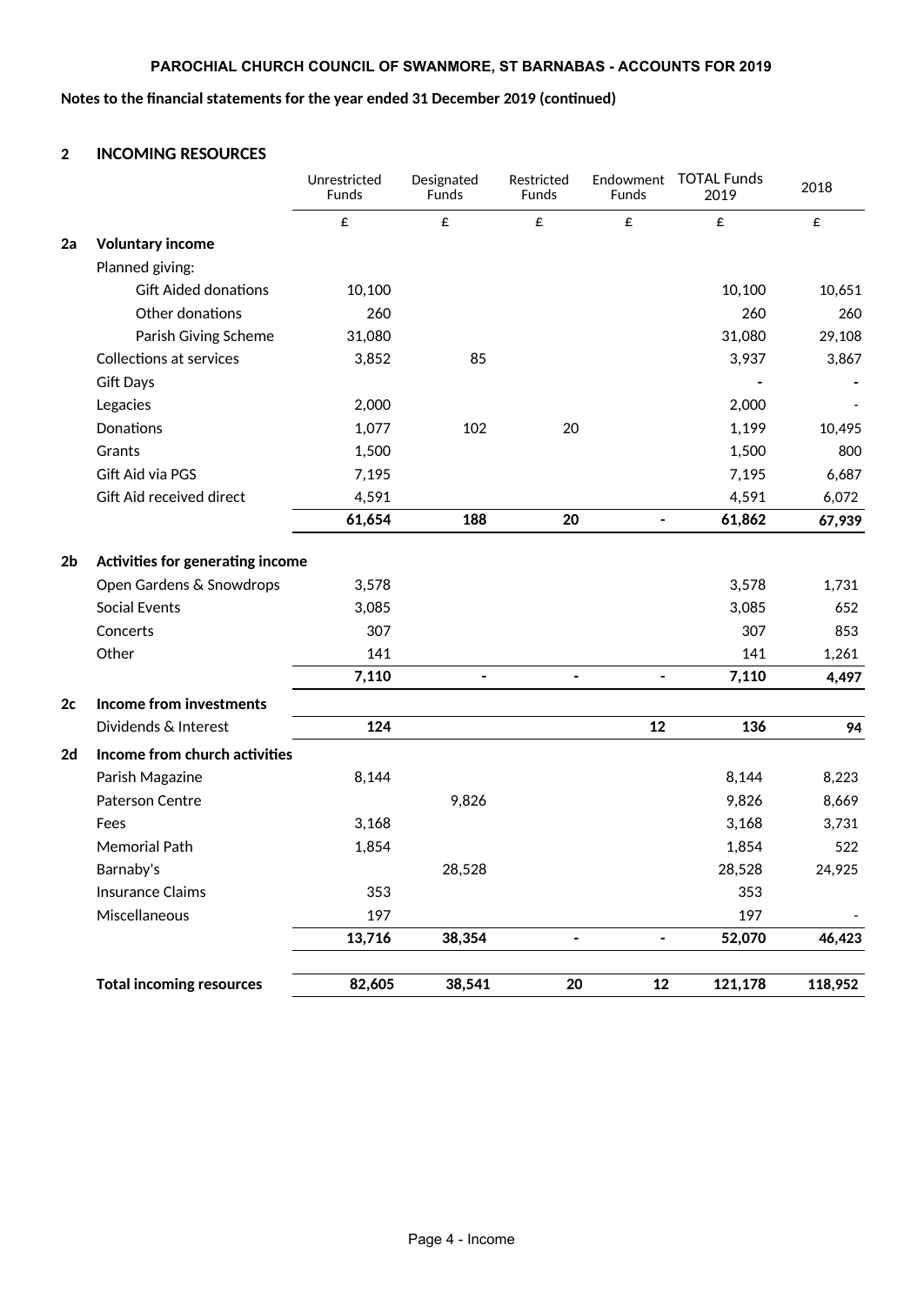**PAROCHIAL CHURCH COUNCIL OF SWANMORE, ST BARNABAS - ACCOUNTS FOR 2019**

**Notes to the financial statements for the year ended 31 December 2019 (continued)**

## 2 INCOMING RESOURCES

| | | Unrestricted Funds | Designated Funds | Restricted Funds | Endowment Funds | TOTAL Funds 2019 | 2018 |
|---|---|---|---|---|---|---|---|
| | | £ | £ | £ | £ | £ | £ |
| **2a** | **Voluntary income** | | | | | | |
| | Planned giving: | | | | | | |
| | Gift Aided donations | 10,100 | | | | 10,100 | 10,651 |
| | Other donations | 260 | | | | 260 | 260 |
| | Parish Giving Scheme | 31,080 | | | | 31,080 | 29,108 |
| | Collections at services | 3,852 | 85 | | | 3,937 | 3,867 |
| | Gift Days | | | | | - | - |
| | Legacies | 2,000 | | | | 2,000 | - |
| | Donations | 1,077 | 102 | 20 | | 1,199 | 10,495 |
| | Grants | 1,500 | | | | 1,500 | 800 |
| | Gift Aid via PGS | 7,195 | | | | 7,195 | 6,687 |
| | Gift Aid received direct | 4,591 | | | | 4,591 | 6,072 |
| | | **61,654** | **188** | **20** | **-** | **61,862** | **67,939** |
| **2b** | **Activities for generating income** | | | | | | |
| | Open Gardens & Snowdrops | 3,578 | | | | 3,578 | 1,731 |
| | Social Events | 3,085 | | | | 3,085 | 652 |
| | Concerts | 307 | | | | 307 | 853 |
| | Other | 141 | | | | 141 | 1,261 |
| | | **7,110** | **-** | **-** | **-** | **7,110** | **4,497** |
| **2c** | **Income from investments** | | | | | | |
| | Dividends & Interest | **124** | | | **12** | **136** | **94** |
| **2d** | **Income from church activities** | | | | | | |
| | Parish Magazine | 8,144 | | | | 8,144 | 8,223 |
| | Paterson Centre | | 9,826 | | | 9,826 | 8,669 |
| | Fees | 3,168 | | | | 3,168 | 3,731 |
| | Memorial Path | 1,854 | | | | 1,854 | 522 |
| | Barnaby's | | 28,528 | | | 28,528 | 24,925 |
| | Insurance Claims | 353 | | | | 353 | |
| | Miscellaneous | 197 | | | | 197 | - |
| | | **13,716** | **38,354** | **-** | **-** | **52,070** | **46,423** |
| | **Total incoming resources** | **82,605** | **38,541** | **20** | **12** | **121,178** | **118,952** |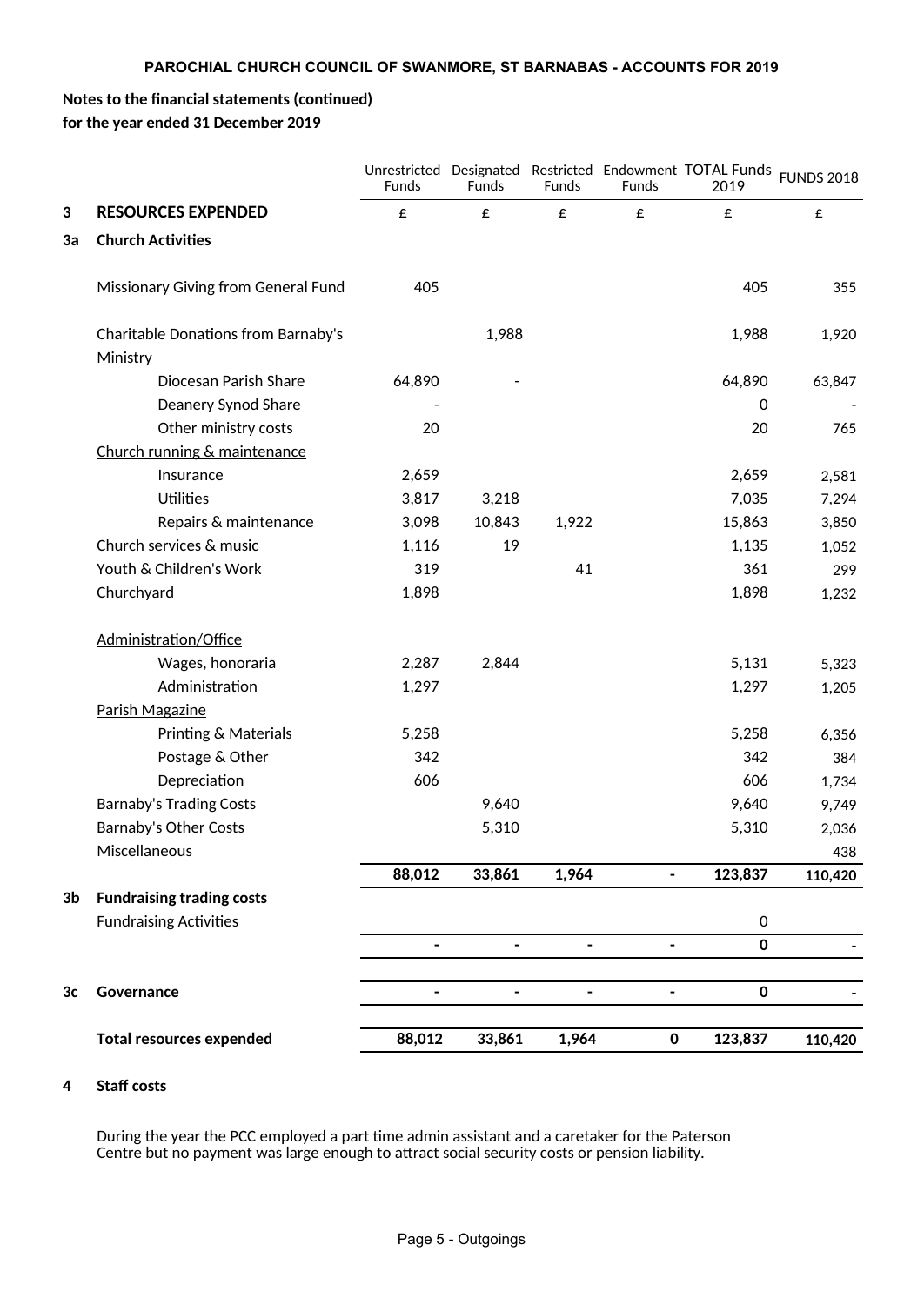**PAROCHIAL CHURCH COUNCIL OF SWANMORE, ST BARNABAS - ACCOUNTS FOR 2019**

**Notes to the financial statements (continued)**
**for the year ended 31 December 2019**

| | | Unrestricted Funds | Designated Funds | Restricted Funds | Endowment Funds | TOTAL Funds 2019 | FUNDS 2018 |
|---|---|---|---|---|---|---|---|
| **3** | **RESOURCES EXPENDED** | £ | £ | £ | £ | £ | £ |
| **3a** | **Church Activities** | | | | | | |
| | Missionary Giving from General Fund | 405 | | | | 405 | 355 |
| | Charitable Donations from Barnaby's | | 1,988 | | | 1,988 | 1,920 |
| | Ministry | | | | | | |
| | Diocesan Parish Share | 64,890 | - | | | 64,890 | 63,847 |
| | Deanery Synod Share | - | | | | 0 | - |
| | Other ministry costs | 20 | | | | 20 | 765 |
| | Church running & maintenance | | | | | | |
| | Insurance | 2,659 | | | | 2,659 | 2,581 |
| | Utilities | 3,817 | 3,218 | | | 7,035 | 7,294 |
| | Repairs & maintenance | 3,098 | 10,843 | 1,922 | | 15,863 | 3,850 |
| | Church services & music | 1,116 | 19 | | | 1,135 | 1,052 |
| | Youth & Children's Work | 319 | | 41 | | 361 | 299 |
| | Churchyard | 1,898 | | | | 1,898 | 1,232 |
| | Administration/Office | | | | | | |
| | Wages, honoraria | 2,287 | 2,844 | | | 5,131 | 5,323 |
| | Administration | 1,297 | | | | 1,297 | 1,205 |
| | Parish Magazine | | | | | | |
| | Printing & Materials | 5,258 | | | | 5,258 | 6,356 |
| | Postage & Other | 342 | | | | 342 | 384 |
| | Depreciation | 606 | | | | 606 | 1,734 |
| | Barnaby's Trading Costs | | 9,640 | | | 9,640 | 9,749 |
| | Barnaby's Other Costs | | 5,310 | | | 5,310 | 2,036 |
| | Miscellaneous | | | | | | 438 |
| | | **88,012** | **33,861** | **1,964** | **-** | **123,837** | **110,420** |
| **3b** | **Fundraising trading costs** | | | | | | |
| | Fundraising Activities | | | | | 0 | |
| | | **-** | **-** | **-** | **-** | **0** | **-** |
| **3c** | **Governance** | **-** | **-** | **-** | **-** | **0** | **-** |
| | **Total resources expended** | **88,012** | **33,861** | **1,964** | **0** | **123,837** | **110,420** |

**4 Staff costs**

During the year the PCC employed a part time admin assistant and a caretaker for the Paterson Centre but no payment was large enough to attract social security costs or pension liability.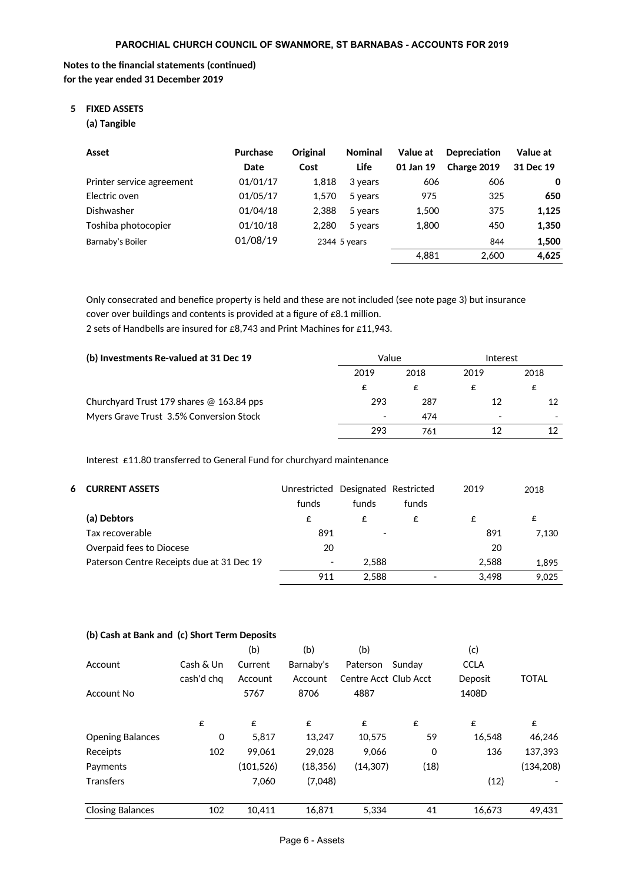**PAROCHIAL CHURCH COUNCIL OF SWANMORE, ST BARNABAS - ACCOUNTS FOR 2019**

**Notes to the financial statements (continued)**
**for the year ended 31 December 2019**

**5 FIXED ASSETS**

**(a) Tangible**

| Asset | Purchase Date | Original Cost | Nominal Life | Value at 01 Jan 19 | Depreciation Charge 2019 | Value at 31 Dec 19 |
|---|---|---|---|---|---|---|
| Printer service agreement | 01/01/17 | 1,818 | 3 years | 606 | 606 | **0** |
| Electric oven | 01/05/17 | 1,570 | 5 years | 975 | 325 | **650** |
| Dishwasher | 01/04/18 | 2,388 | 5 years | 1,500 | 375 | **1,125** |
| Toshiba photocopier | 01/10/18 | 2,280 | 5 years | 1,800 | 450 | **1,350** |
| Barnaby's Boiler | 01/08/19 | 2344 | 5 years | | 844 | **1,500** |
| | | | | 4,881 | 2,600 | **4,625** |

Only consecrated and benefice property is held and these are not included (see note page 3) but insurance cover over buildings and contents is provided at a figure of £8.1 million.
2 sets of Handbells are insured for £8,743 and Print Machines for £11,943.

| **(b) Investments Re-valued at 31 Dec 19** | Value | | Interest | |
|---|---|---|---|---|
| | 2019 | 2018 | 2019 | 2018 |
| | £ | £ | £ | £ |
| Churchyard Trust 179 shares @ 163.84 pps | 293 | 287 | 12 | 12 |
| Myers Grave Trust 3.5% Conversion Stock | - | 474 | - | - |
| | 293 | 761 | 12 | 12 |

Interest £11.80 transferred to General Fund for churchyard maintenance

**6 CURRENT ASSETS**

| | Unrestricted funds | Designated funds | Restricted funds | 2019 | 2018 |
|---|---|---|---|---|---|
| **(a) Debtors** | £ | £ | £ | £ | £ |
| Tax recoverable | 891 | - | | 891 | 7,130 |
| Overpaid fees to Diocese | 20 | | | 20 | |
| Paterson Centre Receipts due at 31 Dec 19 | - | 2,588 | | 2,588 | 1,895 |
| | 911 | 2,588 | - | 3,498 | 9,025 |

**(b) Cash at Bank and (c) Short Term Deposits**

| | | (b) | (b) | (b) | | (c) | |
|---|---|---|---|---|---|---|---|
| Account | Cash & Un cash'd chq | Current Account | Barnaby's Account | Paterson Centre Acct | Sunday Club Acct | CCLA Deposit | TOTAL |
| Account No | | 5767 | 8706 | 4887 | | 1408D | |
| | £ | £ | £ | £ | £ | £ | £ |
| Opening Balances | 0 | 5,817 | 13,247 | 10,575 | 59 | 16,548 | 46,246 |
| Receipts | 102 | 99,061 | 29,028 | 9,066 | 0 | 136 | 137,393 |
| Payments | | (101,526) | (18,356) | (14,307) | (18) | | (134,208) |
| Transfers | | 7,060 | (7,048) | | | (12) | - |
| Closing Balances | 102 | 10,411 | 16,871 | 5,334 | 41 | 16,673 | 49,431 |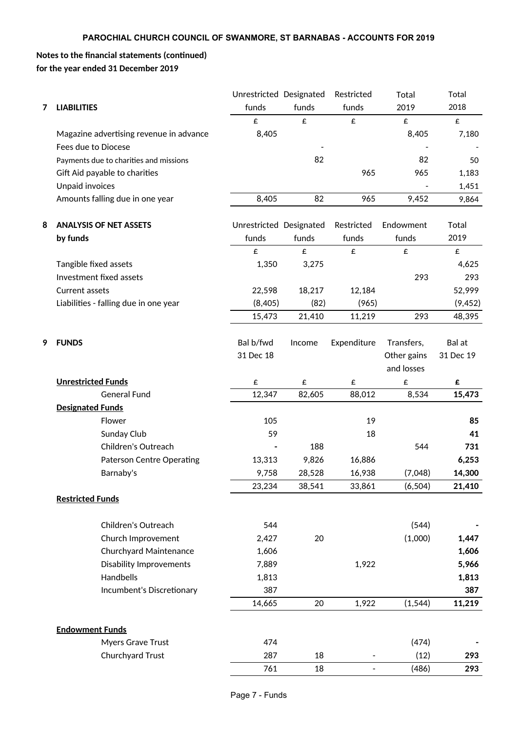**Notes to the financial statements (continued)**
**for the year ended 31 December 2019**

| **7 LIABILITIES** | Unrestricted funds | Designated funds | Restricted funds | Total 2019 | Total 2018 |
|---|---|---|---|---|---|
| | £ | £ | £ | £ | £ |
| Magazine advertising revenue in advance | 8,405 | | | 8,405 | 7,180 |
| Fees due to Diocese | | - | | - | - |
| Payments due to charities and missions | | 82 | | 82 | 50 |
| Gift Aid payable to charities | | | 965 | 965 | 1,183 |
| Unpaid invoices | | | | - | 1,451 |
| Amounts falling due in one year | 8,405 | 82 | 965 | 9,452 | 9,864 |

| **8 ANALYSIS OF NET ASSETS by funds** | Unrestricted funds | Designated funds | Restricted funds | Endowment funds | Total 2019 |
|---|---|---|---|---|---|
| | £ | £ | £ | £ | £ |
| Tangible fixed assets | 1,350 | 3,275 | | | 4,625 |
| Investment fixed assets | | | | 293 | 293 |
| Current assets | 22,598 | 18,217 | 12,184 | | 52,999 |
| Liabilities - falling due in one year | (8,405) | (82) | (965) | | (9,452) |
| | 15,473 | 21,410 | 11,219 | 293 | 48,395 |

| **9 FUNDS** | Bal b/fwd 31 Dec 18 | Income | Expenditure | Transfers, Other gains and losses | Bal at 31 Dec 19 |
|---|---|---|---|---|---|
| **Unrestricted Funds** | £ | £ | £ | £ | **£** |
| General Fund | 12,347 | 82,605 | 88,012 | 8,534 | **15,473** |
| **Designated Funds** | | | | | |
| Flower | 105 | | 19 | | **85** |
| Sunday Club | 59 | | 18 | | **41** |
| Children's Outreach | - | 188 | | 544 | **731** |
| Paterson Centre Operating | 13,313 | 9,826 | 16,886 | | **6,253** |
| Barnaby's | 9,758 | 28,528 | 16,938 | (7,048) | **14,300** |
| | 23,234 | 38,541 | 33,861 | (6,504) | **21,410** |
| **Restricted Funds** | | | | | |
| Children's Outreach | 544 | | | (544) | **-** |
| Church Improvement | 2,427 | 20 | | (1,000) | **1,447** |
| Churchyard Maintenance | 1,606 | | | | **1,606** |
| Disability Improvements | 7,889 | | 1,922 | | **5,966** |
| Handbells | 1,813 | | | | **1,813** |
| Incumbent's Discretionary | 387 | | | | **387** |
| | 14,665 | 20 | 1,922 | (1,544) | **11,219** |
| **Endowment Funds** | | | | | |
| Myers Grave Trust | 474 | | | (474) | **-** |
| Churchyard Trust | 287 | 18 | - | (12) | **293** |
| | 761 | 18 | - | (486) | **293** |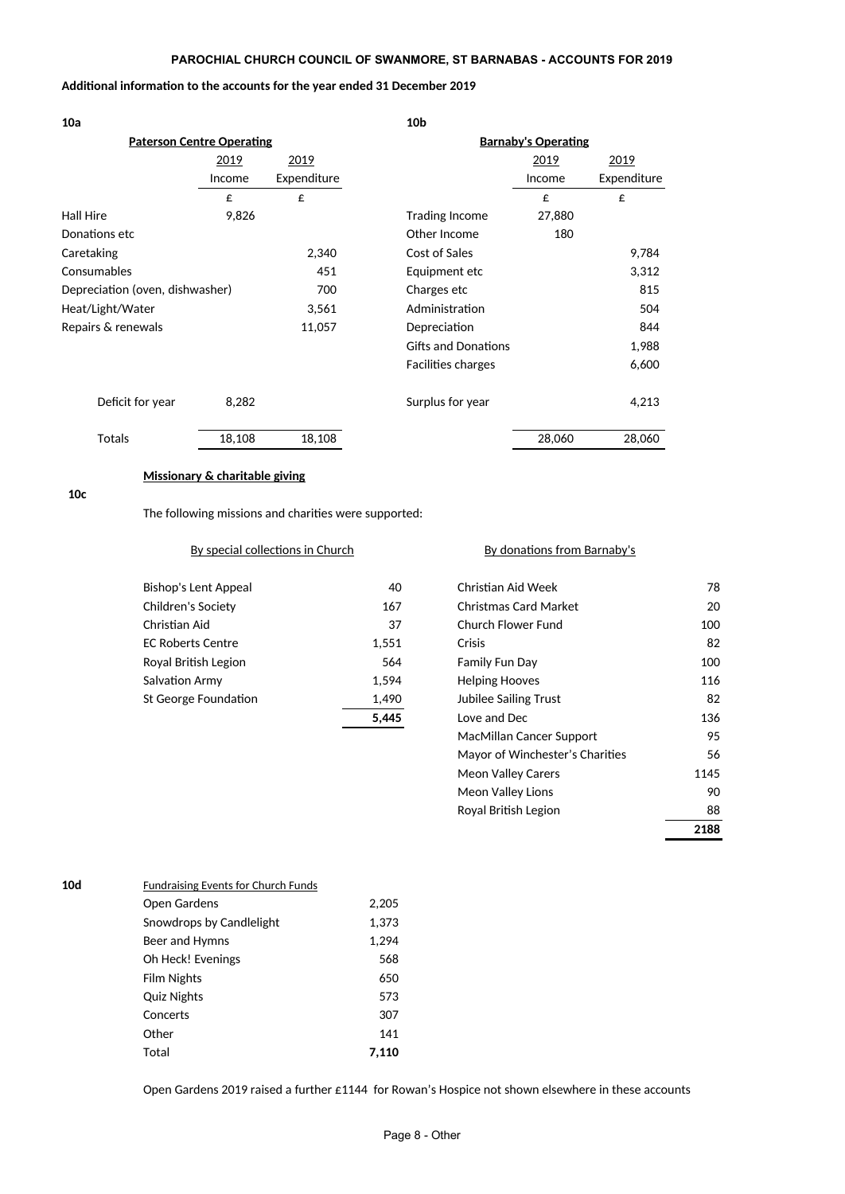**PAROCHIAL CHURCH COUNCIL OF SWANMORE, ST BARNABAS - ACCOUNTS FOR 2019**

**Additional information to the accounts for the year ended 31 December 2019**

**10a**

**Paterson Centre Operating**

| | 2019 Income | 2019 Expenditure |
|---|---|---|
| | £ | £ |
| Hall Hire | 9,826 | |
| Donations etc | | |
| Caretaking | | 2,340 |
| Consumables | | 451 |
| Depreciation (oven, dishwasher) | | 700 |
| Heat/Light/Water | | 3,561 |
| Repairs & renewals | | 11,057 |
| Deficit for year | 8,282 | |
| Totals | 18,108 | 18,108 |

**10b**

**Barnaby's Operating**

| | 2019 Income | 2019 Expenditure |
|---|---|---|
| | £ | £ |
| Trading Income | 27,880 | |
| Other Income | 180 | |
| Cost of Sales | | 9,784 |
| Equipment etc | | 3,312 |
| Charges etc | | 815 |
| Administration | | 504 |
| Depreciation | | 844 |
| Gifts and Donations | | 1,988 |
| Facilities charges | | 6,600 |
| Surplus for year | | 4,213 |
| | 28,060 | 28,060 |

**10c**

**Missionary & charitable giving**

The following missions and charities were supported:

By special collections in Church

| | |
|---|---|
| Bishop's Lent Appeal | 40 |
| Children's Society | 167 |
| Christian Aid | 37 |
| EC Roberts Centre | 1,551 |
| Royal British Legion | 564 |
| Salvation Army | 1,594 |
| St George Foundation | 1,490 |
| | **5,445** |

By donations from Barnaby's

| | |
|---|---|
| Christian Aid Week | 78 |
| Christmas Card Market | 20 |
| Church Flower Fund | 100 |
| Crisis | 82 |
| Family Fun Day | 100 |
| Helping Hooves | 116 |
| Jubilee Sailing Trust | 82 |
| Love and Dec | 136 |
| MacMillan Cancer Support | 95 |
| Mayor of Winchester's Charities | 56 |
| Meon Valley Carers | 1145 |
| Meon Valley Lions | 90 |
| Royal British Legion | 88 |
| | **2188** |

**10d**

Fundraising Events for Church Funds

| | |
|---|---|
| Open Gardens | 2,205 |
| Snowdrops by Candlelight | 1,373 |
| Beer and Hymns | 1,294 |
| Oh Heck! Evenings | 568 |
| Film Nights | 650 |
| Quiz Nights | 573 |
| Concerts | 307 |
| Other | 141 |
| Total | **7,110** |

Open Gardens 2019 raised a further £1144 for Rowan's Hospice not shown elsewhere in these accounts